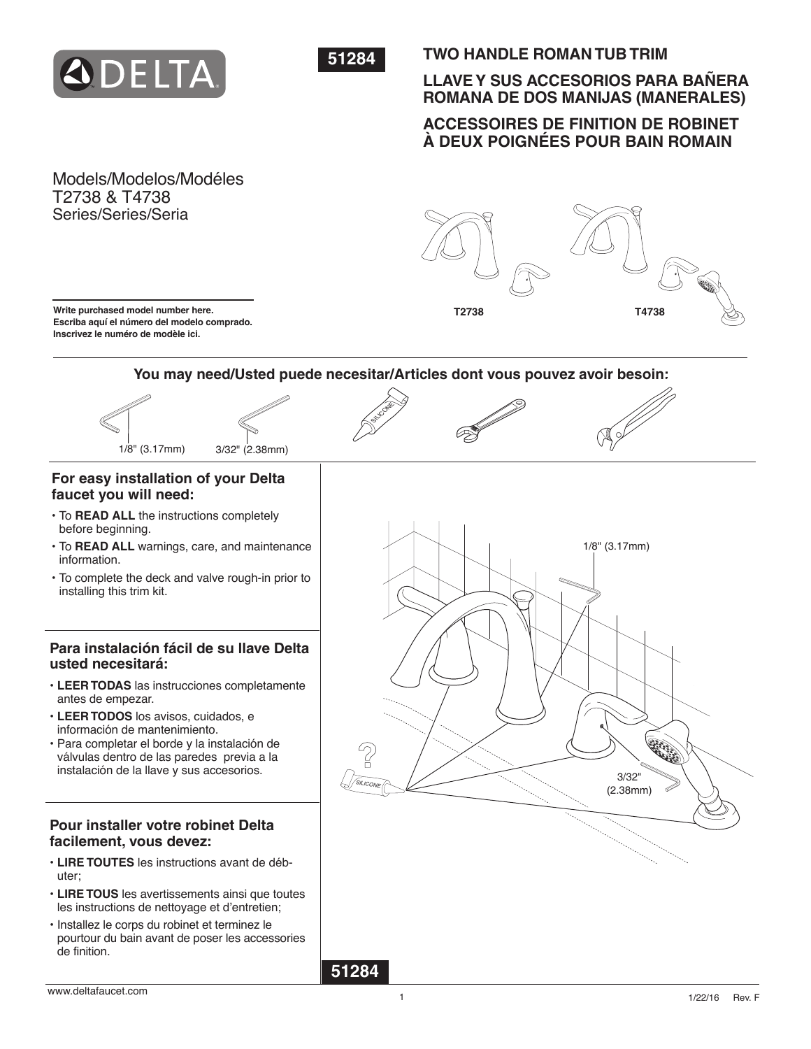**51284**

# TWO HANDLE ROMAN TUB TRIM

# LLAVE Y SUS ACCESORIOS PARA BAÑERA ROMANA DE DOS MANIJAS (MANERALES)

# ACCESSOIRES DE FINITION DE ROBINET À DEUX POIGNÉES POUR BAIN ROMAIN

Models/Modelos/Modéles
T2738 & T4738
Series/Series/Seria

T2738 T4738

**Write purchased model number here.**
**Escriba aquí el número del modelo comprado.**
**Inscrivez le numéro de modèle ici.**

**You may need/Usted puede necesitar/Articles dont vous pouvez avoir besoin:**

1/8" (3.17mm) 3/32" (2.38mm)

### For easy installation of your Delta faucet you will need:

- To **READ ALL** the instructions completely before beginning.
- To **READ ALL** warnings, care, and maintenance information.
- To complete the deck and valve rough-in prior to installing this trim kit.

### Para instalación fácil de su llave Delta usted necesitará:

- **LEER TODAS** las instrucciones completamente antes de empezar.
- **LEER TODOS** los avisos, cuidados, e información de mantenimiento.
- Para completar el borde y la instalación de válvulas dentro de las paredes previa a la instalación de la llave y sus accesorios.

### Pour installer votre robinet Delta facilement, vous devez:

- **LIRE TOUTES** les instructions avant de débuter;
- **LIRE TOUS** les avertissements ainsi que toutes les instructions de nettoyage et d'entretien;
- Installez le corps du robinet et terminez le pourtour du bain avant de poser les accessoires de finition.

1/8" (3.17mm)

3/32" (2.38mm)

**51284**

www.deltafaucet.com

1/22/16 Rev. F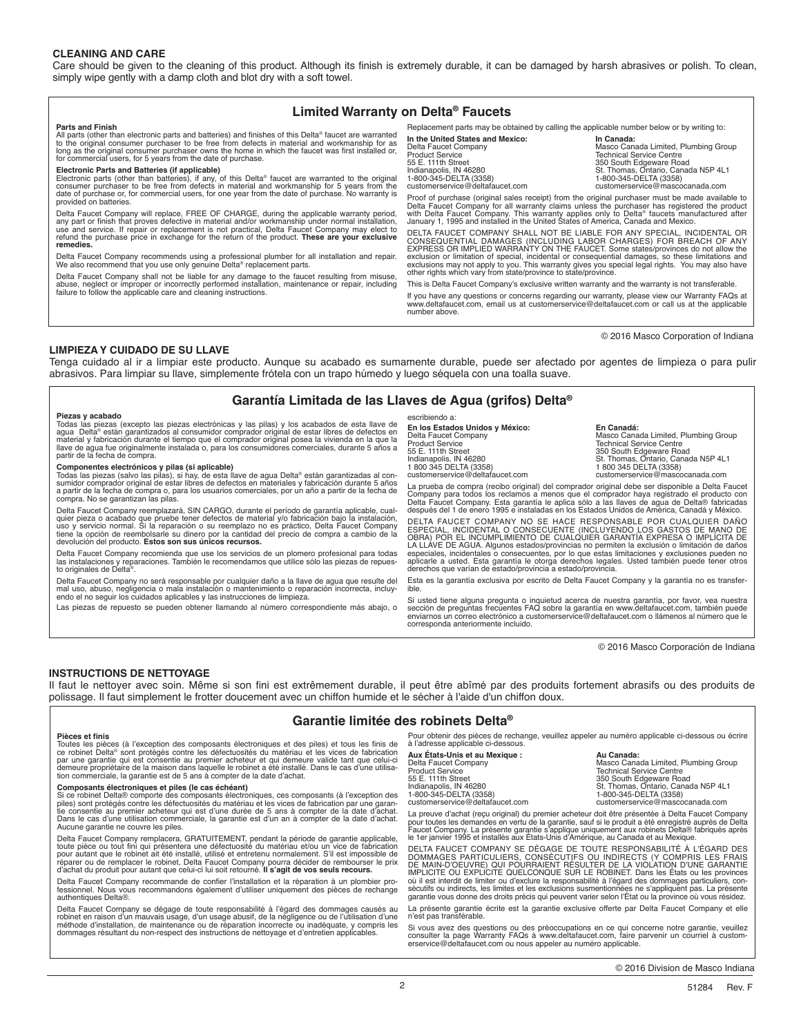## CLEANING AND CARE

Care should be given to the cleaning of this product. Although its finish is extremely durable, it can be damaged by harsh abrasives or polish. To clean, simply wipe gently with a damp cloth and blot dry with a soft towel.

## Limited Warranty on Delta® Faucets

**Parts and Finish**
All parts (other than electronic parts and batteries) and finishes of this Delta® faucet are warranted to the original consumer purchaser to be free from defects in material and workmanship for as long as the original consumer purchaser owns the home in which the faucet was first installed or, for commercial users, for 5 years from the date of purchase.

**Electronic Parts and Batteries (if applicable)**
Electronic parts (other than batteries), if any, of this Delta® faucet are warranted to the original consumer purchaser to be free from defects in material and workmanship for 5 years from the date of purchase or, for commercial users, for one year from the date of purchase. No warranty is provided on batteries.

Delta Faucet Company will replace, FREE OF CHARGE, during the applicable warranty period, any part or finish that proves defective in material and/or workmanship under normal installation, use and service. If repair or replacement is not practical, Delta Faucet Company may elect to refund the purchase price in exchange for the return of the product. **These are your exclusive remedies.**

Delta Faucet Company recommends using a professional plumber for all installation and repair. We also recommend that you use only genuine Delta® replacement parts.

Delta Faucet Company shall not be liable for any damage to the faucet resulting from misuse, abuse, neglect or improper or incorrectly performed installation, maintenance or repair, including failure to follow the applicable care and cleaning instructions.

Replacement parts may be obtained by calling the applicable number below or by writing to:

**In the United States and Mexico:**
Delta Faucet Company
Product Service
55 E. 111th Street
Indianapolis, IN 46280
1-800-345-DELTA (3358)
customerservice@deltafaucet.com

**In Canada:**
Masco Canada Limited, Plumbing Group
Technical Service Centre
350 South Edgeware Road
St. Thomas, Ontario, Canada N5P 4L1
1-800-345-DELTA (3358)
customerservice@mascocanada.com

Proof of purchase (original sales receipt) from the original purchaser must be made available to Delta Faucet Company for all warranty claims unless the purchaser has registered the product with Delta Faucet Company. This warranty applies only to Delta® faucets manufactured after January 1, 1995 and installed in the United States of America, Canada and Mexico.

DELTA FAUCET COMPANY SHALL NOT BE LIABLE FOR ANY SPECIAL, INCIDENTAL OR CONSEQUENTIAL DAMAGES (INCLUDING LABOR CHARGES) FOR BREACH OF ANY EXPRESS OR IMPLIED WARRANTY ON THE FAUCET. Some states/provinces do not allow the exclusion or limitation of special, incidental or consequential damages, so these limitations and exclusions may not apply to you. This warranty gives you special legal rights. You may also have other rights which vary from state/province to state/province.

This is Delta Faucet Company's exclusive written warranty and the warranty is not transferable.

If you have any questions or concerns regarding our warranty, please view our Warranty FAQs at www.deltafaucet.com, email us at customerservice@deltafaucet.com or call us at the applicable number above.

© 2016 Masco Corporation of Indiana

## LIMPIEZA Y CUIDADO DE SU LLAVE

Tenga cuidado al ir a limpiar este producto. Aunque su acabado es sumamente durable, puede ser afectado por agentes de limpieza o para pulir abrasivos. Para limpiar su llave, simplemente frótela con un trapo húmedo y luego séquela con una toalla suave.

## Garantía Limitada de las Llaves de Agua (grifos) Delta®

**Piezas y acabado**
Todas las piezas (excepto las piezas electrónicas y las pilas) y los acabados de esta llave de agua Delta® están garantizados al consumidor comprador original de estar libres de defectos en material y fabricación durante el tiempo que el comprador original posea la vivienda en la que la llave de agua fue originalmente instalada o, para los consumidores comerciales, durante 5 años a partir de la fecha de compra.

**Componentes electrónicos y pilas (si aplicable)**
Todas las piezas (salvo las pilas), si hay, de esta llave de agua Delta® están garantizadas al consumidor comprador original de estar libres de defectos en materiales y fabricación durante 5 años a partir de la fecha de compra o, para los usuarios comerciales, por un año a partir de la fecha de compra. No se garantizan las pilas.

Delta Faucet Company reemplazará, SIN CARGO, durante el período de garantía aplicable, cualquier pieza o acabado que pruebe tener defectos de material y/o fabricación bajo la instalación, uso y servicio normal. Si la reparación o su reemplazo no es práctico, Delta Faucet Company tiene la opción de reembolsarle su dinero por la cantidad del precio de compra a cambio de la devolución del producto. **Estos son sus únicos recursos.**

Delta Faucet Company recomienda que use los servicios de un plomero profesional para todas las instalaciones y reparaciones. También le recomendamos que utilice sólo las piezas de repuesto originales de Delta®.

Delta Faucet Company no será responsable por cualquier daño a la llave de agua que resulte del mal uso, abuso, negligencia o mala instalación o mantenimiento o reparación incorrecta, incluyendo el no seguir los cuidados aplicables y las instrucciones de limpieza.

Las piezas de repuesto se pueden obtener llamando al número correspondiente más abajo, o escribiendo a:

**En los Estados Unidos y México:**
Delta Faucet Company
Product Service
55 E. 111th Street
Indianapolis, IN 46280
1 800 345 DELTA (3358)
customerservice@deltafaucet.com

**En Canadá:**
Masco Canada Limited, Plumbing Group
Technical Service Centre
350 South Edgeware Road
St. Thomas, Ontario, Canada N5P 4L1
1 800 345 DELTA (3358)
customerservice@mascocanada.com

La prueba de compra (recibo original) del comprador original debe ser disponible a Delta Faucet Company para todos los reclamos a menos que el comprador haya registrado el producto con Delta Faucet Company. Esta garantía le aplica sólo a las llaves de agua de Delta® fabricadas después del 1 de enero 1995 e instaladas en los Estados Unidos de América, Canadá y México.

DELTA FAUCET COMPANY NO SE HACE RESPONSABLE POR CUALQUIER DAÑO ESPECIAL, INCIDENTAL O CONSECUENTE (INCLUYENDO LOS GASTOS DE MANO DE OBRA) POR EL INCUMPLIMIENTO DE CUALQUIER GARANTÍA EXPRESA O IMPLÍCITA DE LA LLAVE DE AGUA. Algunos estados/provincias no permiten la exclusión o limitación de daños especiales, incidentales o consecuentes, por lo que estas limitaciones y exclusiones pueden no aplicarle a usted. Esta garantía le otorga derechos legales. Usted también puede tener otros derechos que varían de estado/provincia a estado/provincia.

Esta es la garantía exclusiva por escrito de Delta Faucet Company y la garantía no es transferible.

Si usted tiene alguna pregunta o inquietud acerca de nuestra garantía, por favor, vea nuestra sección de preguntas frecuentes FAQ sobre la garantía en www.deltafaucet.com, también puede enviarnos un correo electrónico a customerservice@deltafaucet.com o llámenos al número que le corresponda anteriormente incluido.

© 2016 Masco Corporación de Indiana

## INSTRUCTIONS DE NETTOYAGE

Il faut le nettoyer avec soin. Même si son fini est extrêmement durable, il peut être abîmé par des produits fortement abrasifs ou des produits de polissage. Il faut simplement le frotter doucement avec un chiffon humide et le sécher à l'aide d'un chiffon doux.

## Garantie limitée des robinets Delta®

**Pièces et finis**
Toutes les pièces (à l'exception des composants électroniques et des piles) et tous les finis de ce robinet Delta® sont protégés contre les défectuosités du matériau et les vices de fabrication par une garantie qui est consentie au premier acheteur et qui demeure valide tant que celui-ci demeure propriétaire de la maison dans laquelle le robinet a été installé. Dans le cas d'une utilisation commerciale, la garantie est de 5 ans à compter de la date d'achat.

**Composants électroniques et piles (le cas échéant)**
Si ce robinet Delta® comporte des composants électroniques, ces composants (à l'exception des piles) sont protégés contre les défectuosités du matériau et les vices de fabrication par une garantie consentie au premier acheteur qui est d'une durée de 5 ans à compter de la date d'achat. Dans le cas d'une utilisation commerciale, la garantie est d'un an à compter de la date d'achat. Aucune garantie ne couvre les piles.

Delta Faucet Company remplacera, GRATUITEMENT, pendant la période de garantie applicable, toute pièce ou tout fini qui présentera une défectuosité du matériau et/ou un vice de fabrication pour autant que le robinet ait été installé, utilisé et entretenu normalement. S'il est impossible de réparer ou de remplacer le robinet, Delta Faucet Company pourra décider de rembourser le prix d'achat du produit pour autant que celui-ci lui soit retourné. **Il s'agit de vos seuls recours.**

Delta Faucet Company recommande de confier l'installation et la réparation à un plombier professionnel. Nous vous recommandons également d'utiliser uniquement des pièces de rechange authentiques Delta®.

Delta Faucet Company se dégage de toute responsabilité à l'égard des dommages causés au robinet en raison d'un mauvais usage, d'un usage abusif, de la négligence ou de l'utilisation d'une méthode d'installation, de maintenance ou de réparation incorrecte ou inadéquate, y compris les dommages résultant du non-respect des instructions de nettoyage et d'entretien applicables.

Pour obtenir des pièces de rechange, veuillez appeler au numéro applicable ci-dessous ou écrire à l'adresse applicable ci-dessous.

**Aux États-Unis et au Mexique :**
Delta Faucet Company
Product Service
55 E. 111th Street
Indianapolis, IN 46280
1-800-345-DELTA (3358)
customerservice@deltafaucet.com

**Au Canada:**
Masco Canada Limited, Plumbing Group
Technical Service Centre
350 South Edgeware Road
St. Thomas, Ontario, Canada N5P 4L1
1-800-345-DELTA (3358)
customerservice@mascocanada.com

La preuve d'achat (reçu original) du premier acheteur doit être présentée à Delta Faucet Company pour toutes les demandes en vertu de la garantie, sauf si le produit a été enregistré auprès de Delta Faucet Company. La présente garantie s'applique uniquement aux robinets Delta® fabriqués après le 1er janvier 1995 et installés aux États-Unis d'Amérique, au Canada et au Mexique.

DELTA FAUCET COMPANY SE DÉGAGE DE TOUTE RESPONSABILITÉ À L'ÉGARD DES DOMMAGES PARTICULIERS, CONSÉCUTIFS OU INDIRECTS (Y COMPRIS LES FRAIS DE MAIN-D'OEUVRE) QUI POURRAIENT RÉSULTER DE LA VIOLATION D'UNE GARANTIE IMPLICITE OU EXPLICITE QUELCONQUE SUR LE ROBINET. Dans les États ou les provinces où il est interdit de limiter ou d'exclure la responsabilité à l'égard des dommages particuliers, consécutifs ou indirects, les limites et les exclusions susmentionnées ne s'appliquent pas. La présente garantie vous donne des droits précis qui peuvent varier selon l'État ou la province où vous résidez.

La présente garantie écrite est la garantie exclusive offerte par Delta Faucet Company et elle n'est pas transférable.

Si vous avez des questions ou des préoccupations en ce qui concerne notre garantie, veuillez consulter la page Warranty FAQs à www.deltafaucet.com, faire parvenir un courriel à customerservice@deltafaucet.com ou nous appeler au numéro applicable.

© 2016 Division de Masco Indiana

51284 Rev. F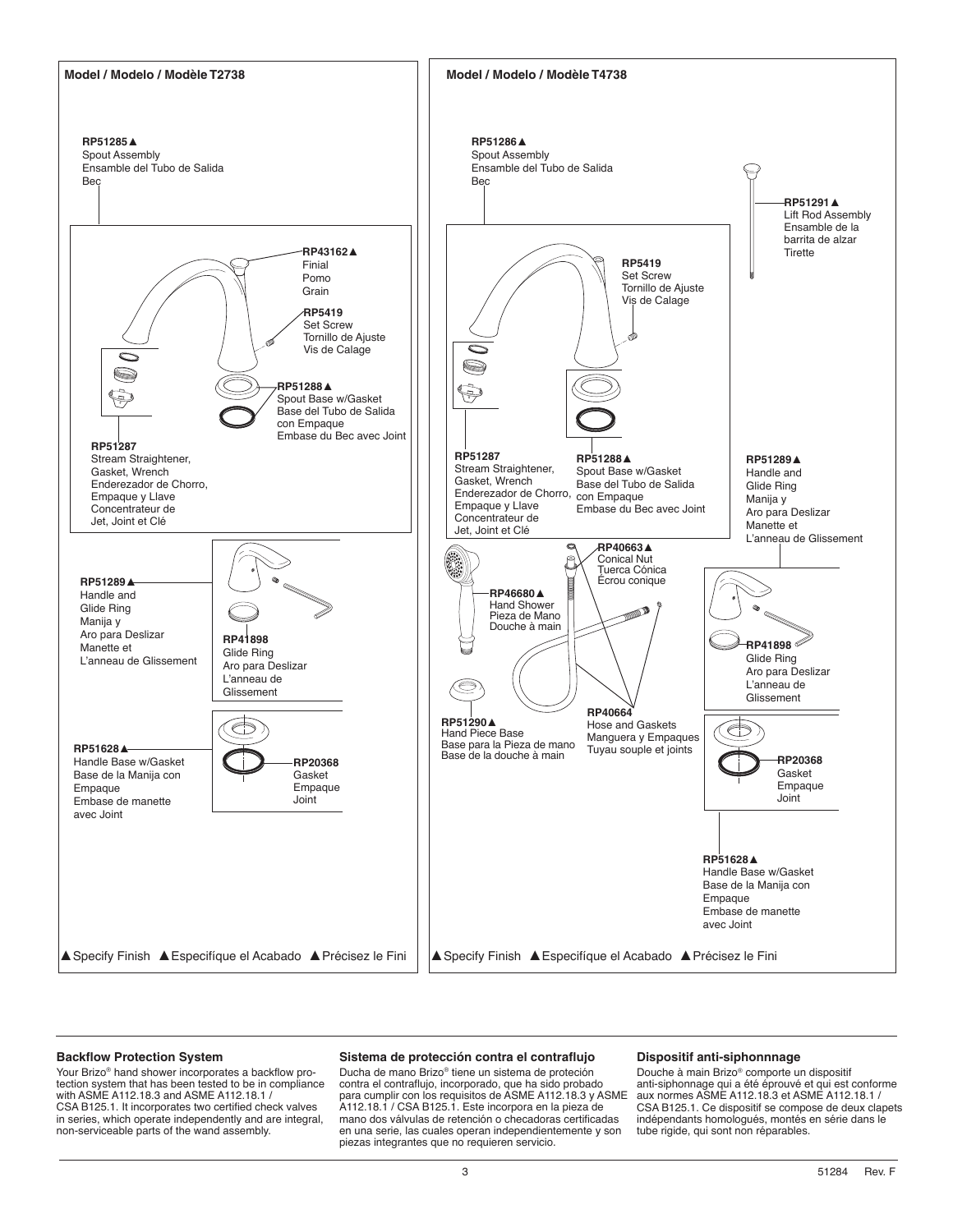## Model / Modelo / Modèle T2738

**RP51285▲**
Spout Assembly
Ensamble del Tubo de Salida
Bec

**RP43162▲**
Finial
Pomo
Grain

**RP5419**
Set Screw
Tornillo de Ajuste
Vis de Calage

**RP51288▲**
Spout Base w/Gasket
Base del Tubo de Salida con Empaque
Embase du Bec avec Joint

**RP51287**
Stream Straightener, Gasket, Wrench
Enderezador de Chorro, Empaque y Llave
Concentrateur de Jet, Joint et Clé

**RP51289▲**
Handle and Glide Ring
Manija y Aro para Deslizar
Manette et L'anneau de Glissement

**RP41898**
Glide Ring
Aro para Deslizar
L'anneau de Glissement

**RP51628▲**
Handle Base w/Gasket
Base de la Manija con Empaque
Embase de manette avec Joint

**RP20368**
Gasket
Empaque
Joint

▲Specify Finish ▲Especifíque el Acabado ▲Précisez le Fini

## Model / Modelo / Modèle T4738

**RP51286▲**
Spout Assembly
Ensamble del Tubo de Salida
Bec

**RP51291▲**
Lift Rod Assembly
Ensamble de la barrita de alzar
Tirette

**RP5419**
Set Screw
Tornillo de Ajuste
Vis de Calage

**RP51287**
Stream Straightener, Gasket, Wrench
Enderezador de Chorro, Empaque y Llave
Concentrateur de Jet, Joint et Clé

**RP51288▲**
Spout Base w/Gasket
Base del Tubo de Salida con Empaque
Embase du Bec avec Joint

**RP51289▲**
Handle and Glide Ring
Manija y Aro para Deslizar
Manette et L'anneau de Glissement

**RP40663▲**
Conical Nut
Tuerca Cónica
Écrou conique

**RP46680▲**
Hand Shower
Pieza de Mano
Douche à main

**RP41898**
Glide Ring
Aro para Deslizar
L'anneau de Glissement

**RP51290▲**
Hand Piece Base
Base para la Pieza de mano
Base de la douche à main

**RP40664**
Hose and Gaskets
Manguera y Empaques
Tuyau souple et joints

**RP20368**
Gasket
Empaque
Joint

**RP51628▲**
Handle Base w/Gasket
Base de la Manija con Empaque
Embase de manette avec Joint

▲Specify Finish ▲Especifíque el Acabado ▲Précisez le Fini

### Backflow Protection System

Your Brizo® hand shower incorporates a backflow protection system that has been tested to be in compliance with ASME A112.18.3 and ASME A112.18.1 / CSA B125.1. It incorporates two certified check valves in series, which operate independently and are integral, non-serviceable parts of the wand assembly.

### Sistema de protección contra el contraflujo

Ducha de mano Brizo® tiene un sistema de proteción contra el contraflujo, incorporado, que ha sido probado para cumplir con los requisitos de ASME A112.18.3 y ASME A112.18.1 / CSA B125.1. Este incorpora en la pieza de mano dos válvulas de retención o checadoras certificadas en una serie, las cuales operan independientemente y son piezas integrantes que no requieren servicio.

### Dispositif anti-siphonnnage

Douche à main Brizo® comporte un dispositif anti-siphonnage qui a été éprouvé et qui est conforme aux normes ASME A112.18.3 et ASME A112.18.1 / CSA B125.1. Ce dispositif se compose de deux clapets indépendants homologués, montés en série dans le tube rigide, qui sont non réparables.

51284 Rev. F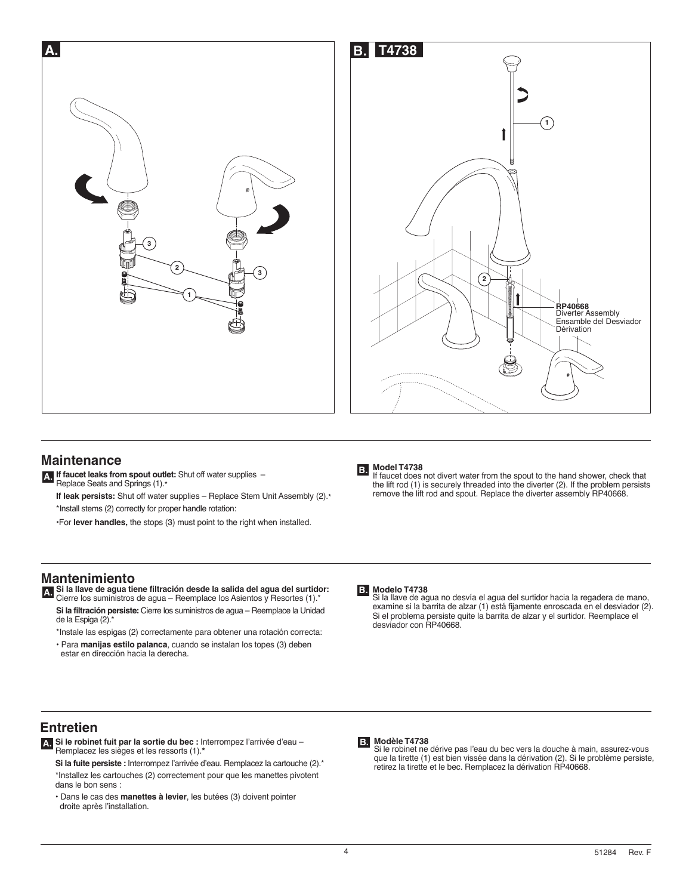**A.**

**B. T4738**

RP40668
Diverter Assembly
Ensamble del Desviador
Dérivation

## Maintenance

**A.** **If faucet leaks from spout outlet:** Shut off water supplies – Replace Seats and Springs (1).*

**If leak persists:** Shut off water supplies – Replace Stem Unit Assembly (2).*

*Install stems (2) correctly for proper handle rotation:

•For **lever handles,** the stops (3) must point to the right when installed.

**B.** **Model T4738**
If faucet does not divert water from the spout to the hand shower, check that the lift rod (1) is securely threaded into the diverter (2). If the problem persists remove the lift rod and spout. Replace the diverter assembly RP40668.

## Mantenimiento

**A.** **Si la llave de agua tiene filtración desde la salida del agua del surtidor:** Cierre los suministros de agua – Reemplace los Asientos y Resortes (1).*

**Si la filtración persiste:** Cierre los suministros de agua – Reemplace la Unidad de la Espiga (2).*

*Instale las espigas (2) correctamente para obtener una rotación correcta:

• Para **manijas estilo palanca**, cuando se instalan los topes (3) deben estar en dirección hacia la derecha.

**B.** **Modelo T4738**
Si la llave de agua no desvía el agua del surtidor hacia la regadera de mano, examine si la barrita de alzar (1) está fijamente enroscada en el desviador (2). Si el problema persiste quite la barrita de alzar y el surtidor. Reemplace el desviador con RP40668.

## Entretien

**A.** **Si le robinet fuit par la sortie du bec :** Interrompez l'arrivée d'eau – Remplacez les sièges et les ressorts (1).*

**Si la fuite persiste :** Interrompez l'arrivée d'eau. Remplacez la cartouche (2).*

*Installez les cartouches (2) correctement pour que les manettes pivotent dans le bon sens :

• Dans le cas des **manettes à levier**, les butées (3) doivent pointer droite après l'installation.

**B.** **Modèle T4738**
Si le robinet ne dérive pas l'eau du bec vers la douche à main, assurez-vous que la tirette (1) est bien vissée dans la dérivation (2). Si le problème persiste, retirez la tirette et le bec. Remplacez la dérivation RP40668.

51284 Rev. F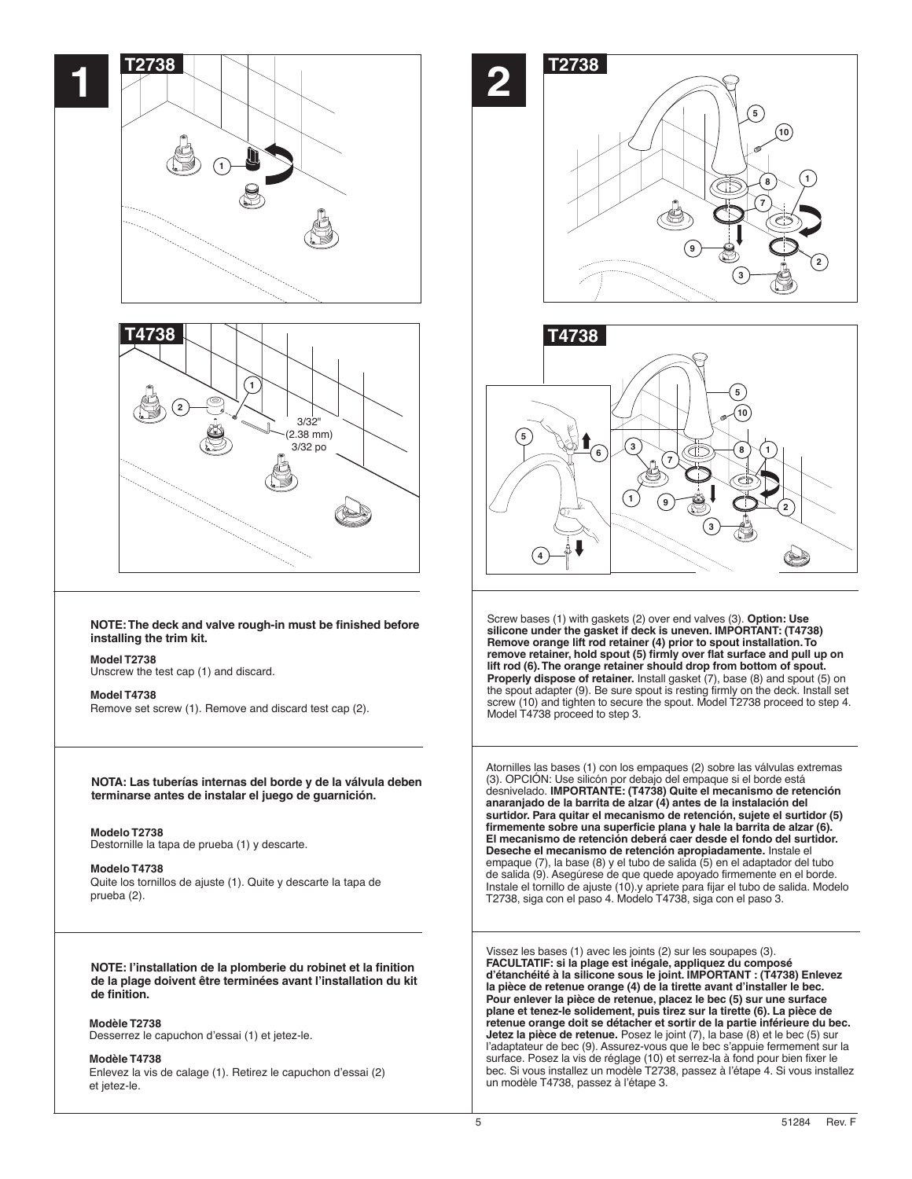# 1

**T2738**

**T4738**

3/32"
(2.38 mm)
3/32 po

**NOTE: The deck and valve rough-in must be finished before installing the trim kit.**

**Model T2738**
Unscrew the test cap (1) and discard.

**Model T4738**
Remove set screw (1). Remove and discard test cap (2).

**NOTA: Las tuberías internas del borde y de la válvula deben terminarse antes de instalar el juego de guarnición.**

**Modelo T2738**
Destornille la tapa de prueba (1) y descarte.

**Modelo T4738**
Quite los tornillos de ajuste (1). Quite y descarte la tapa de prueba (2).

**NOTE: l'installation de la plomberie du robinet et la finition de la plage doivent être terminées avant l'installation du kit de finition.**

**Modèle T2738**
Desserrez le capuchon d'essai (1) et jetez-le.

**Modèle T4738**
Enlevez la vis de calage (1). Retirez le capuchon d'essai (2) et jetez-le.

# 2

**T2738**

**T4738**

Screw bases (1) with gaskets (2) over end valves (3). **Option: Use silicone under the gasket if deck is uneven. IMPORTANT: (T4738) Remove orange lift rod retainer (4) prior to spout installation. To remove retainer, hold spout (5) firmly over flat surface and pull up on lift rod (6). The orange retainer should drop from bottom of spout. Properly dispose of retainer.** Install gasket (7), base (8) and spout (5) on the spout adapter (9). Be sure spout is resting firmly on the deck. Install set screw (10) and tighten to secure the spout. Model T2738 proceed to step 4. Model T4738 proceed to step 3.

Atornilles las bases (1) con los empaques (2) sobre las válvulas extremas (3). OPCIÓN: Use silicón por debajo del empaque si el borde está desnivelado. **IMPORTANTE: (T4738) Quite el mecanismo de retención anaranjado de la barrita de alzar (4) antes de la instalación del surtidor. Para quitar el mecanismo de retención, sujete el surtidor (5) firmemente sobre una superficie plana y hale la barrita de alzar (6). El mecanismo de retención deberá caer desde el fondo del surtidor. Deseche el mecanismo de retención apropiadamente.** Instale el empaque (7), la base (8) y el tubo de salida (5) en el adaptador del tubo de salida (9). Asegúrese de que quede apoyado firmemente en el borde. Instale el tornillo de ajuste (10).y apriete para fijar el tubo de salida. Modelo T2738, siga con el paso 4. Modelo T4738, siga con el paso 3.

Vissez les bases (1) avec les joints (2) sur les soupapes (3). **FACULTATIF: si la plage est inégale, appliquez du composé d'étanchéité à la silicone sous le joint. IMPORTANT : (T4738) Enlevez la pièce de retenue orange (4) de la tirette avant d'installer le bec. Pour enlever la pièce de retenue, placez le bec (5) sur une surface plane et tenez-le solidement, puis tirez sur la tirette (6). La pièce de retenue orange doit se détacher et sortir de la partie inférieure du bec. Jetez la pièce de retenue.** Posez le joint (7), la base (8) et le bec (5) sur l'adaptateur de bec (9). Assurez-vous que le bec s'appuie fermement sur la surface. Posez la vis de réglage (10) et serrez-la à fond pour bien fixer le bec. Si vous installez un modèle T2738, passez à l'étape 4. Si vous installez un modèle T4738, passez à l'étape 3.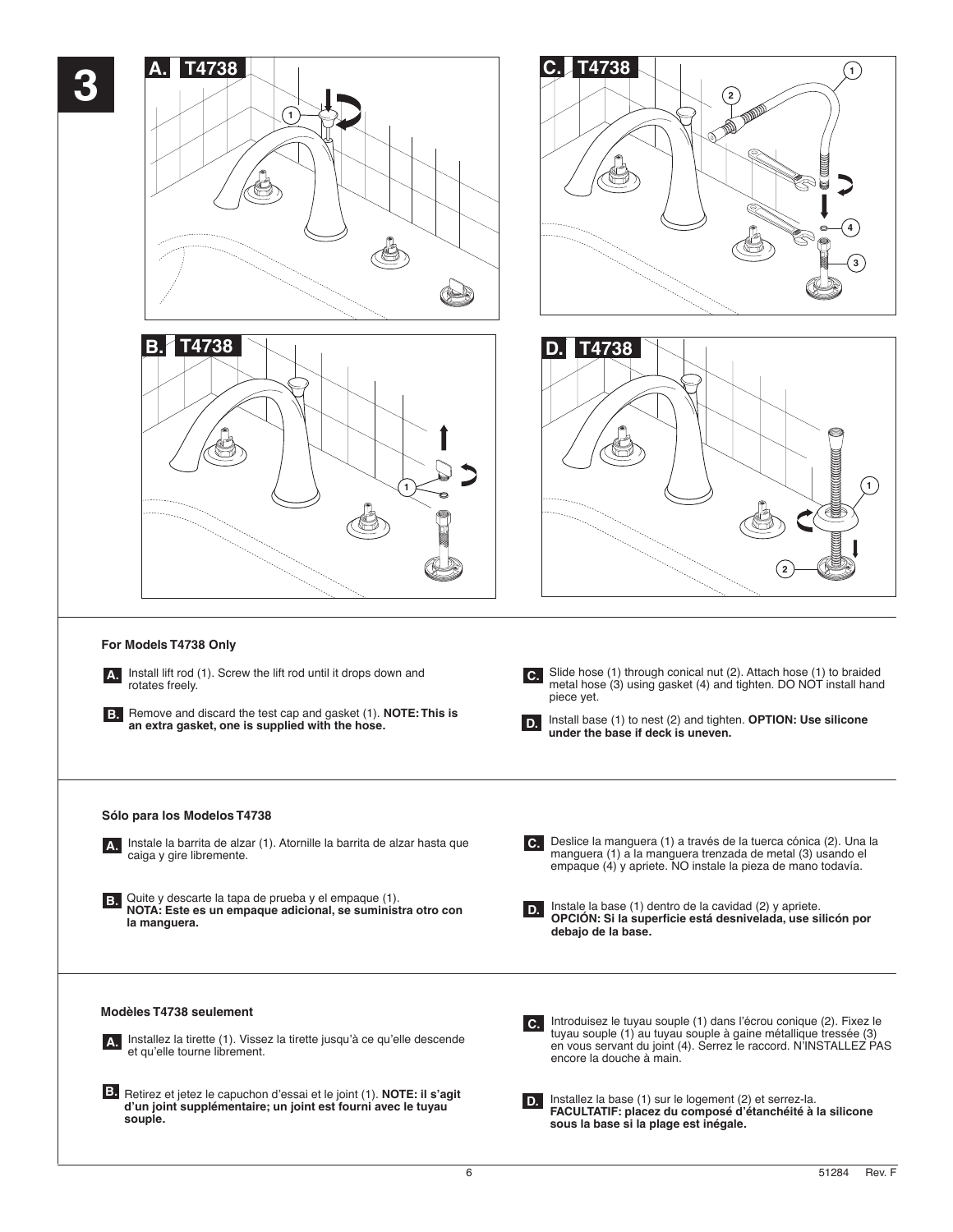# 3

A. T4738

B. T4738

C. T4738

D. T4738

### For Models T4738 Only

**A.** Install lift rod (1). Screw the lift rod until it drops down and rotates freely.

**B.** Remove and discard the test cap and gasket (1). **NOTE: This is an extra gasket, one is supplied with the hose.**

**C.** Slide hose (1) through conical nut (2). Attach hose (1) to braided metal hose (3) using gasket (4) and tighten. DO NOT install hand piece yet.

**D.** Install base (1) to nest (2) and tighten. **OPTION: Use silicone under the base if deck is uneven.**

### Sólo para los Modelos T4738

**A.** Instale la barrita de alzar (1). Atornille la barrita de alzar hasta que caiga y gire libremente.

**B.** Quite y descarte la tapa de prueba y el empaque (1). **NOTA: Este es un empaque adicional, se suministra otro con la manguera.**

**C.** Deslice la manguera (1) a través de la tuerca cónica (2). Una la manguera (1) a la manguera trenzada de metal (3) usando el empaque (4) y apriete. NO instale la pieza de mano todavía.

**D.** Instale la base (1) dentro de la cavidad (2) y apriete. **OPCIÓN: Si la superficie está desnivelada, use silicón por debajo de la base.**

### Modèles T4738 seulement

**A.** Installez la tirette (1). Vissez la tirette jusqu'à ce qu'elle descende et qu'elle tourne librement.

**B.** Retirez et jetez le capuchon d'essai et le joint (1). **NOTE: il s'agit d'un joint supplémentaire; un joint est fourni avec le tuyau souple.**

**C.** Introduisez le tuyau souple (1) dans l'écrou conique (2). Fixez le tuyau souple (1) au tuyau souple à gaine métallique tressée (3) en vous servant du joint (4). Serrez le raccord. N'INSTALLEZ PAS encore la douche à main.

**D.** Installez la base (1) sur le logement (2) et serrez-la. **FACULTATIF: placez du composé d'étanchéité à la silicone sous la base si la plage est inégale.**

51284 Rev. F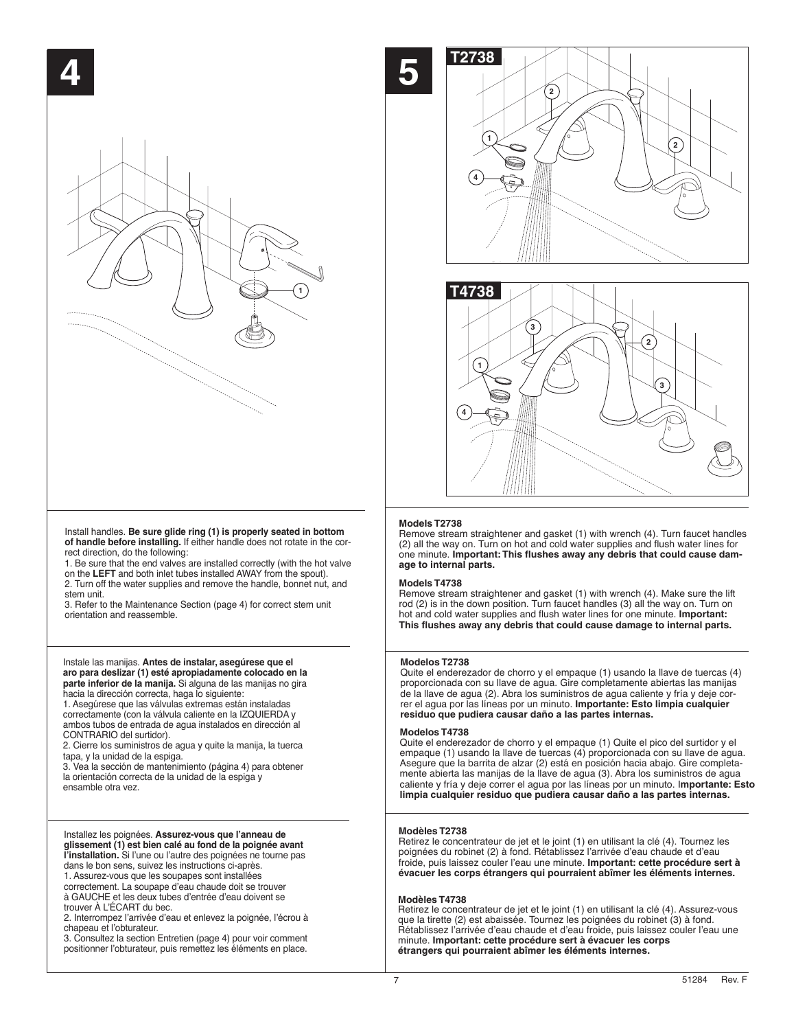# 4

Install handles. **Be sure glide ring (1) is properly seated in bottom of handle before installing.** If either handle does not rotate in the correct direction, do the following:

1. Be sure that the end valves are installed correctly (with the hot valve on the **LEFT** and both inlet tubes installed AWAY from the spout).
2. Turn off the water supplies and remove the handle, bonnet nut, and stem unit.
3. Refer to the Maintenance Section (page 4) for correct stem unit orientation and reassemble.

Instale las manijas. **Antes de instalar, asegúrese que el aro para deslizar (1) esté apropiadamente colocado en la parte inferior de la manija.** Si alguna de las manijas no gira hacia la dirección correcta, haga lo siguiente:

1. Asegúrese que las válvulas extremas están instaladas correctamente (con la válvula caliente en la IZQUIERDA y ambos tubos de entrada de agua instalados en dirección al CONTRARIO del surtidor).
2. Cierre los suministros de agua y quite la manija, la tuerca tapa, y la unidad de la espiga.
3. Vea la sección de mantenimiento (página 4) para obtener la orientación correcta de la unidad de la espiga y ensamble otra vez.

Installez les poignées. **Assurez-vous que l'anneau de glissement (1) est bien calé au fond de la poignée avant l'installation.** Si l'une ou l'autre des poignées ne tourne pas dans le bon sens, suivez les instructions ci-après.

1. Assurez-vous que les soupapes sont installées correctement. La soupape d'eau chaude doit se trouver à GAUCHE et les deux tubes d'entrée d'eau doivent se trouver À L'ÉCART du bec.
2. Interrompez l'arrivée d'eau et enlevez la poignée, l'écrou à chapeau et l'obturateur.
3. Consultez la section Entretien (page 4) pour voir comment positionner l'obturateur, puis remettez les éléments en place.

# 5

T2738

T4738

**Models T2738**

Remove stream straightener and gasket (1) with wrench (4). Turn faucet handles (2) all the way on. Turn on hot and cold water supplies and flush water lines for one minute. **Important: This flushes away any debris that could cause damage to internal parts.**

**Models T4738**

Remove stream straightener and gasket (1) with wrench (4). Make sure the lift rod (2) is in the down position. Turn faucet handles (3) all the way on. Turn on hot and cold water supplies and flush water lines for one minute. **Important: This flushes away any debris that could cause damage to internal parts.**

**Modelos T2738**

Quite el enderezador de chorro y el empaque (1) usando la llave de tuercas (4) proporcionada con su llave de agua. Gire completamente abiertas las manijas de la llave de agua (2). Abra los suministros de agua caliente y fría y deje correr el agua por las líneas por un minuto. **Importante: Esto limpia cualquier residuo que pudiera causar daño a las partes internas.**

**Modelos T4738**

Quite el enderezador de chorro y el empaque (1) Quite el pico del surtidor y el empaque (1) usando la llave de tuercas (4) proporcionada con su llave de agua. Asegure que la barrita de alzar (2) está en posición hacia abajo. Gire completamente abierta las manijas de la llave de agua (3). Abra los suministros de agua caliente y fría y deje correr el agua por las líneas por un minuto. **Importante: Esto limpia cualquier residuo que pudiera causar daño a las partes internas.**

**Modèles T2738**

Retirez le concentrateur de jet et le joint (1) en utilisant la clé (4). Tournez les poignées du robinet (2) à fond. Rétablissez l'arrivée d'eau chaude et d'eau froide, puis laissez couler l'eau une minute. **Important: cette procédure sert à évacuer les corps étrangers qui pourraient abîmer les éléments internes.**

**Modèles T4738**

Retirez le concentrateur de jet et le joint (1) en utilisant la clé (4). Assurez-vous que la tirette (2) est abaissée. Tournez les poignées du robinet (3) à fond. Rétablissez l'arrivée d'eau chaude et d'eau froide, puis laissez couler l'eau une minute. **Important: cette procédure sert à évacuer les corps étrangers qui pourraient abîmer les éléments internes.**

51284 Rev. F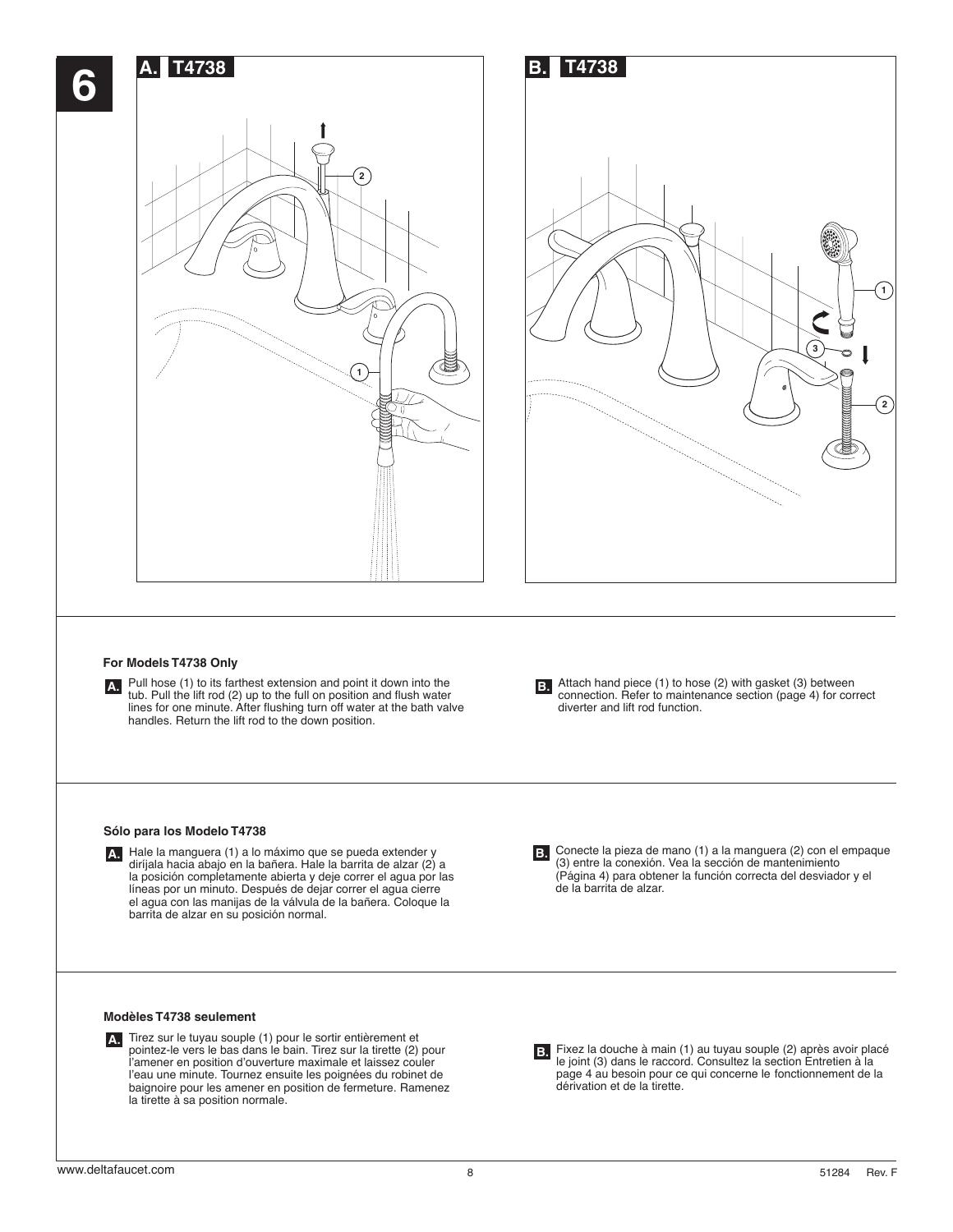# 6

**A.** T4738

**B.** T4738

**For Models T4738 Only**

**A.** Pull hose (1) to its farthest extension and point it down into the tub. Pull the lift rod (2) up to the full on position and flush water lines for one minute. After flushing turn off water at the bath valve handles. Return the lift rod to the down position.

**B.** Attach hand piece (1) to hose (2) with gasket (3) between connection. Refer to maintenance section (page 4) for correct diverter and lift rod function.

**Sólo para los Modelo T4738**

**A.** Hale la manguera (1) a lo máximo que se pueda extender y diríjala hacia abajo en la bañera. Hale la barrita de alzar (2) a la posición completamente abierta y deje correr el agua por las líneas por un minuto. Después de dejar correr el agua cierre el agua con las manijas de la válvula de la bañera. Coloque la barrita de alzar en su posición normal.

**B.** Conecte la pieza de mano (1) a la manguera (2) con el empaque (3) entre la conexión. Vea la sección de mantenimiento (Página 4) para obtener la función correcta del desviador y el de la barrita de alzar.

**Modèles T4738 seulement**

**A.** Tirez sur le tuyau souple (1) pour le sortir entièrement et pointez-le vers le bas dans le bain. Tirez sur la tirette (2) pour l'amener en position d'ouverture maximale et laissez couler l'eau une minute. Tournez ensuite les poignées du robinet de baignoire pour les amener en position de fermeture. Ramenez la tirette à sa position normale.

**B.** Fixez la douche à main (1) au tuyau souple (2) après avoir placé le joint (3) dans le raccord. Consultez la section Entretien à la page 4 au besoin pour ce qui concerne le fonctionnement de la dérivation et de la tirette.

www.deltafaucet.com

51284 Rev. F